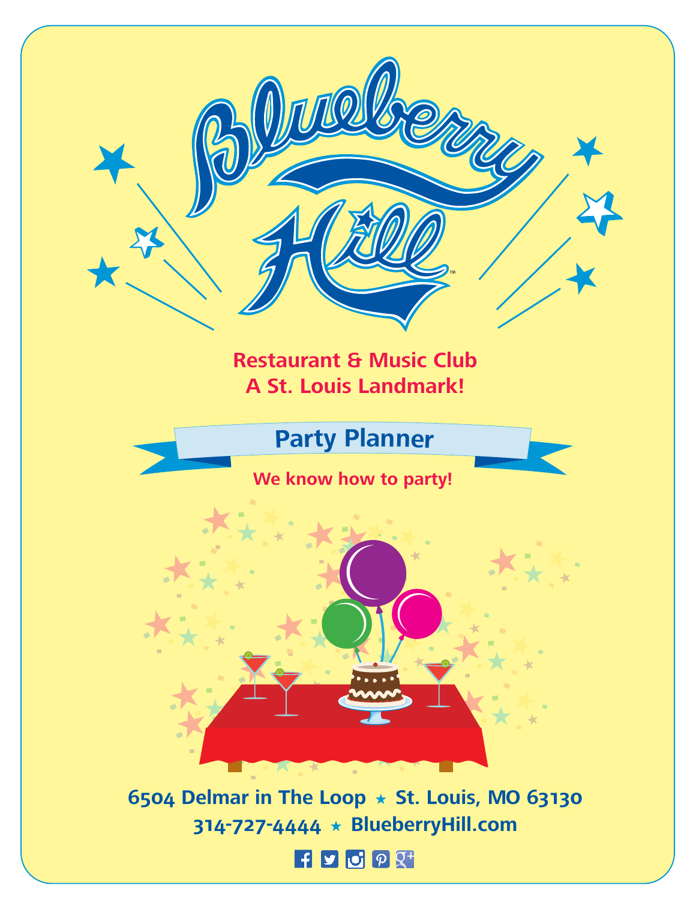# Blueberry Hill™

**Restaurant & Music Club**
**A St. Louis Landmark!**

## Party Planner

**We know how to party!**

**6504 Delmar in The Loop ★ St. Louis, MO 63130**
**314-727-4444 ★ BlueberryHill.com**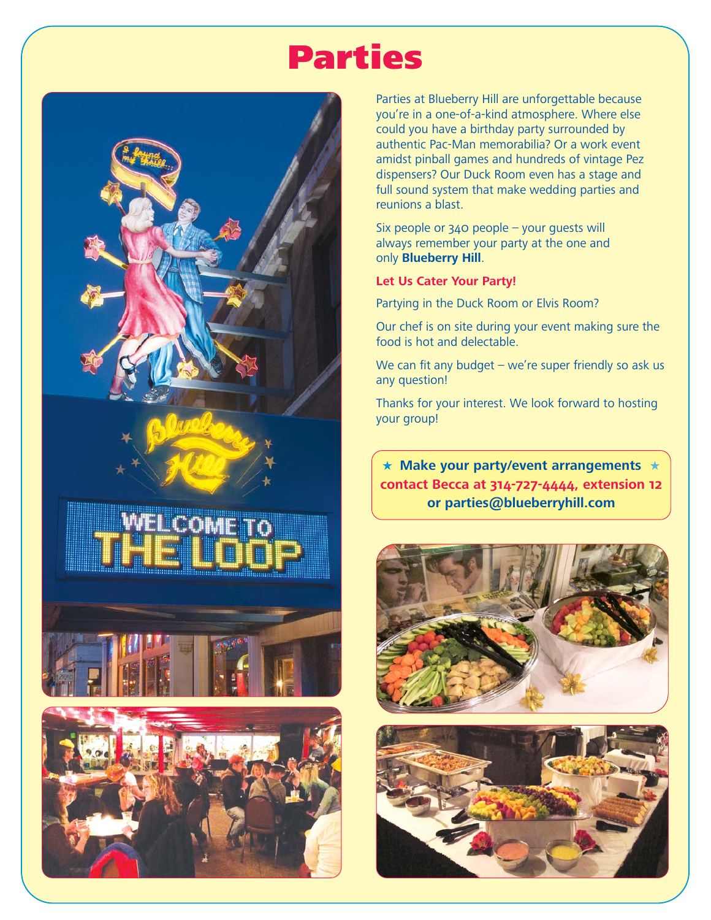# Parties

Parties at Blueberry Hill are unforgettable because you're in a one-of-a-kind atmosphere. Where else could you have a birthday party surrounded by authentic Pac-Man memorabilia? Or a work event amidst pinball games and hundreds of vintage Pez dispensers? Our Duck Room even has a stage and full sound system that make wedding parties and reunions a blast.

Six people or 340 people – your guests will always remember your party at the one and only **Blueberry Hill**.

**Let Us Cater Your Party!**

Partying in the Duck Room or Elvis Room?

Our chef is on site during your event making sure the food is hot and delectable.

We can fit any budget – we're super friendly so ask us any question!

Thanks for your interest. We look forward to hosting your group!

**★ Make your party/event arrangements ★**
**contact Becca at 314-727-4444, extension 12**
**or parties@blueberryhill.com**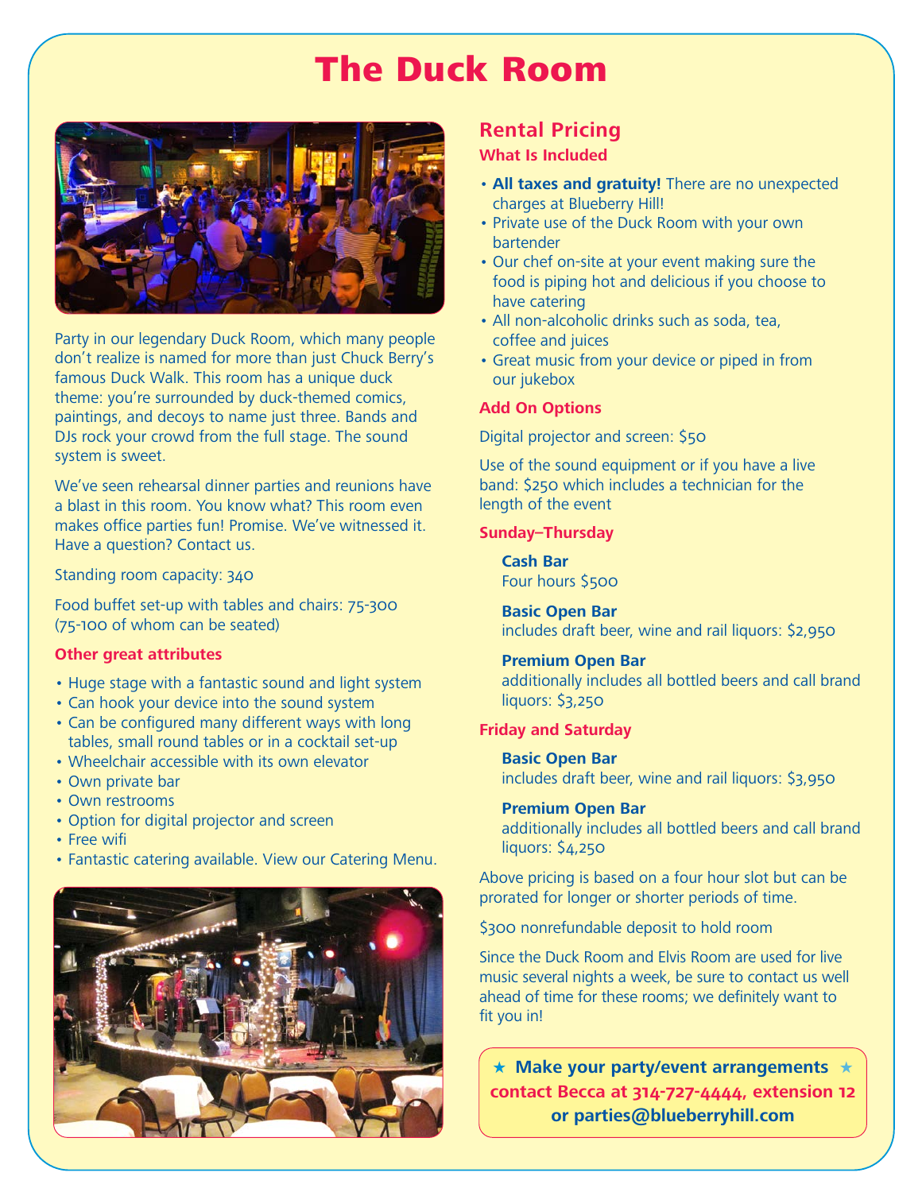# The Duck Room

Party in our legendary Duck Room, which many people don't realize is named for more than just Chuck Berry's famous Duck Walk. This room has a unique duck theme: you're surrounded by duck-themed comics, paintings, and decoys to name just three. Bands and DJs rock your crowd from the full stage. The sound system is sweet.

We've seen rehearsal dinner parties and reunions have a blast in this room. You know what? This room even makes office parties fun! Promise. We've witnessed it. Have a question? Contact us.

Standing room capacity: 340

Food buffet set-up with tables and chairs: 75-300 (75-100 of whom can be seated)

### Other great attributes

- Huge stage with a fantastic sound and light system
- Can hook your device into the sound system
- Can be configured many different ways with long tables, small round tables or in a cocktail set-up
- Wheelchair accessible with its own elevator
- Own private bar
- Own restrooms
- Option for digital projector and screen
- Free wifi
- Fantastic catering available. View our Catering Menu.

## Rental Pricing

### What Is Included

- **All taxes and gratuity!** There are no unexpected charges at Blueberry Hill!
- Private use of the Duck Room with your own bartender
- Our chef on-site at your event making sure the food is piping hot and delicious if you choose to have catering
- All non-alcoholic drinks such as soda, tea, coffee and juices
- Great music from your device or piped in from our jukebox

### Add On Options

Digital projector and screen: $50

Use of the sound equipment or if you have a live band: $250 which includes a technician for the length of the event

### Sunday–Thursday

**Cash Bar**
Four hours $500

**Basic Open Bar**
includes draft beer, wine and rail liquors: $2,950

**Premium Open Bar**
additionally includes all bottled beers and call brand liquors: $3,250

### Friday and Saturday

**Basic Open Bar**
includes draft beer, wine and rail liquors: $3,950

**Premium Open Bar**
additionally includes all bottled beers and call brand liquors: $4,250

Above pricing is based on a four hour slot but can be prorated for longer or shorter periods of time.

$300 nonrefundable deposit to hold room

Since the Duck Room and Elvis Room are used for live music several nights a week, be sure to contact us well ahead of time for these rooms; we definitely want to fit you in!

**★ Make your party/event arrangements ★**
**contact Becca at 314-727-4444, extension 12**
**or parties@blueberryhill.com**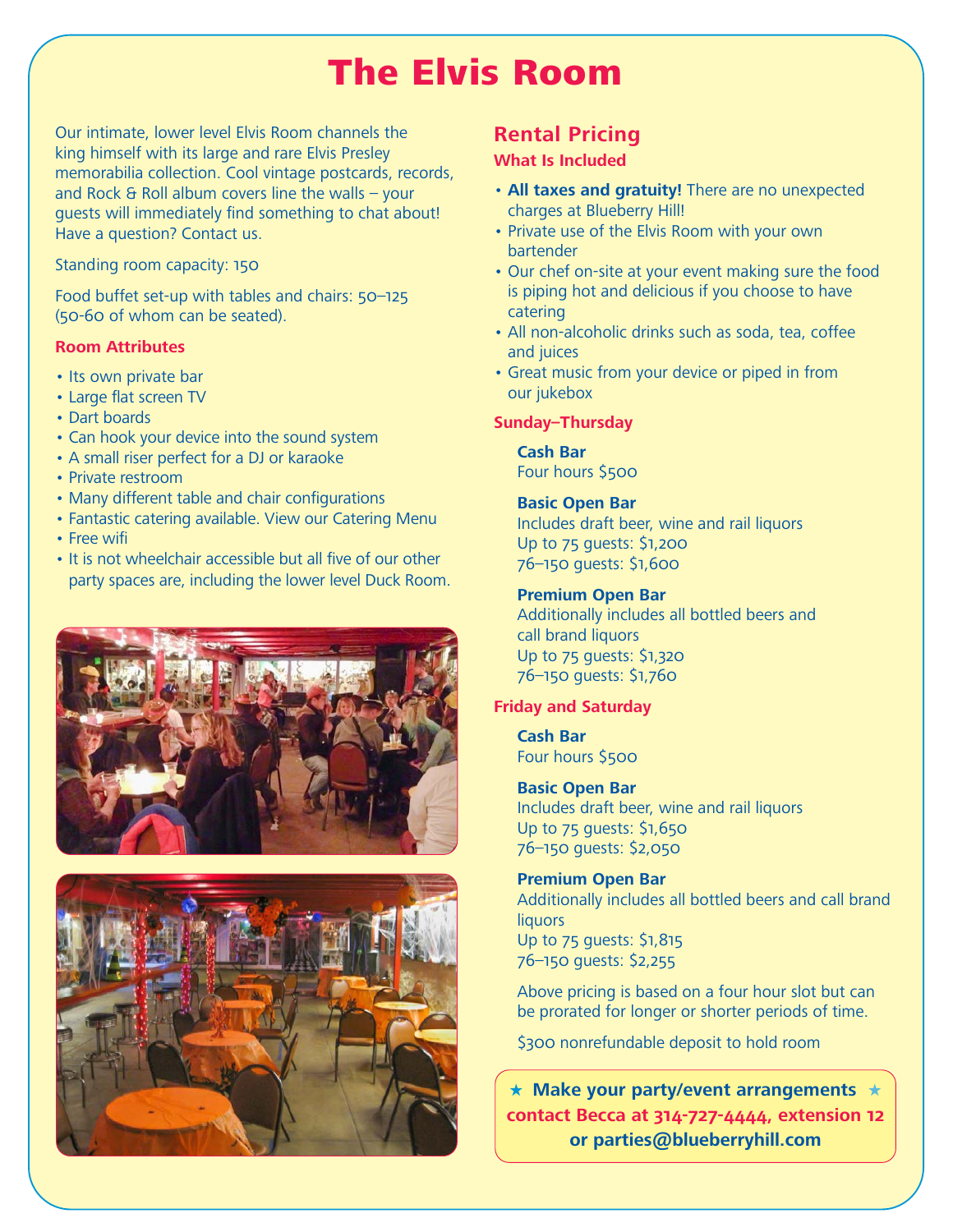# The Elvis Room

Our intimate, lower level Elvis Room channels the king himself with its large and rare Elvis Presley memorabilia collection. Cool vintage postcards, records, and Rock & Roll album covers line the walls – your guests will immediately find something to chat about! Have a question? Contact us.

Standing room capacity: 150

Food buffet set-up with tables and chairs: 50–125 (50-60 of whom can be seated).

### Room Attributes

- Its own private bar
- Large flat screen TV
- Dart boards
- Can hook your device into the sound system
- A small riser perfect for a DJ or karaoke
- Private restroom
- Many different table and chair configurations
- Fantastic catering available. View our Catering Menu
- Free wifi
- It is not wheelchair accessible but all five of our other party spaces are, including the lower level Duck Room.

## Rental Pricing

### What Is Included

- **All taxes and gratuity!** There are no unexpected charges at Blueberry Hill!
- Private use of the Elvis Room with your own bartender
- Our chef on-site at your event making sure the food is piping hot and delicious if you choose to have catering
- All non-alcoholic drinks such as soda, tea, coffee and juices
- Great music from your device or piped in from our jukebox

### Sunday–Thursday

**Cash Bar**
Four hours $500

**Basic Open Bar**
Includes draft beer, wine and rail liquors
Up to 75 guests: $1,200
76–150 guests: $1,600

**Premium Open Bar**
Additionally includes all bottled beers and call brand liquors
Up to 75 guests: $1,320
76–150 guests: $1,760

### Friday and Saturday

**Cash Bar**
Four hours $500

**Basic Open Bar**
Includes draft beer, wine and rail liquors
Up to 75 guests: $1,650
76–150 guests: $2,050

**Premium Open Bar**
Additionally includes all bottled beers and call brand liquors
Up to 75 guests: $1,815
76–150 guests: $2,255

Above pricing is based on a four hour slot but can be prorated for longer or shorter periods of time.

$300 nonrefundable deposit to hold room

★ **Make your party/event arrangements** ★
**contact Becca at 314-727-4444, extension 12 or parties@blueberryhill.com**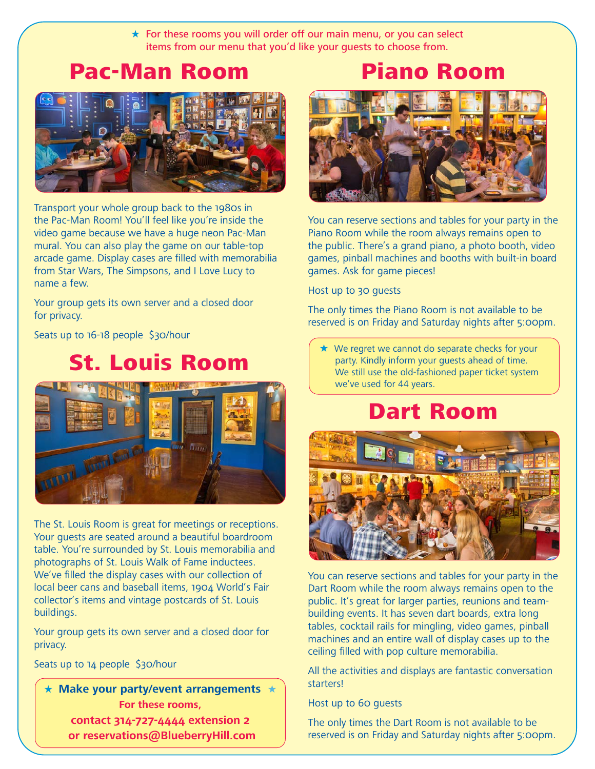★ For these rooms you will order off our main menu, or you can select items from our menu that you'd like your guests to choose from.

## Pac-Man Room

Transport your whole group back to the 1980s in the Pac-Man Room! You'll feel like you're inside the video game because we have a huge neon Pac-Man mural. You can also play the game on our table-top arcade game. Display cases are filled with memorabilia from Star Wars, The Simpsons, and I Love Lucy to name a few.

Your group gets its own server and a closed door for privacy.

Seats up to 16-18 people $30/hour

## St. Louis Room

The St. Louis Room is great for meetings or receptions. Your guests are seated around a beautiful boardroom table. You're surrounded by St. Louis memorabilia and photographs of St. Louis Walk of Fame inductees. We've filled the display cases with our collection of local beer cans and baseball items, 1904 World's Fair collector's items and vintage postcards of St. Louis buildings.

Your group gets its own server and a closed door for privacy.

Seats up to 14 people $30/hour

**★ Make your party/event arrangements ★**

**For these rooms,**
**contact 314-727-4444 extension 2**
**or reservations@BlueberryHill.com**

## Piano Room

You can reserve sections and tables for your party in the Piano Room while the room always remains open to the public. There's a grand piano, a photo booth, video games, pinball machines and booths with built-in board games. Ask for game pieces!

Host up to 30 guests

The only times the Piano Room is not available to be reserved is on Friday and Saturday nights after 5:00pm.

★ We regret we cannot do separate checks for your party. Kindly inform your guests ahead of time. We still use the old-fashioned paper ticket system we've used for 44 years.

## Dart Room

You can reserve sections and tables for your party in the Dart Room while the room always remains open to the public. It's great for larger parties, reunions and team-building events. It has seven dart boards, extra long tables, cocktail rails for mingling, video games, pinball machines and an entire wall of display cases up to the ceiling filled with pop culture memorabilia.

All the activities and displays are fantastic conversation starters!

Host up to 60 guests

The only times the Dart Room is not available to be reserved is on Friday and Saturday nights after 5:00pm.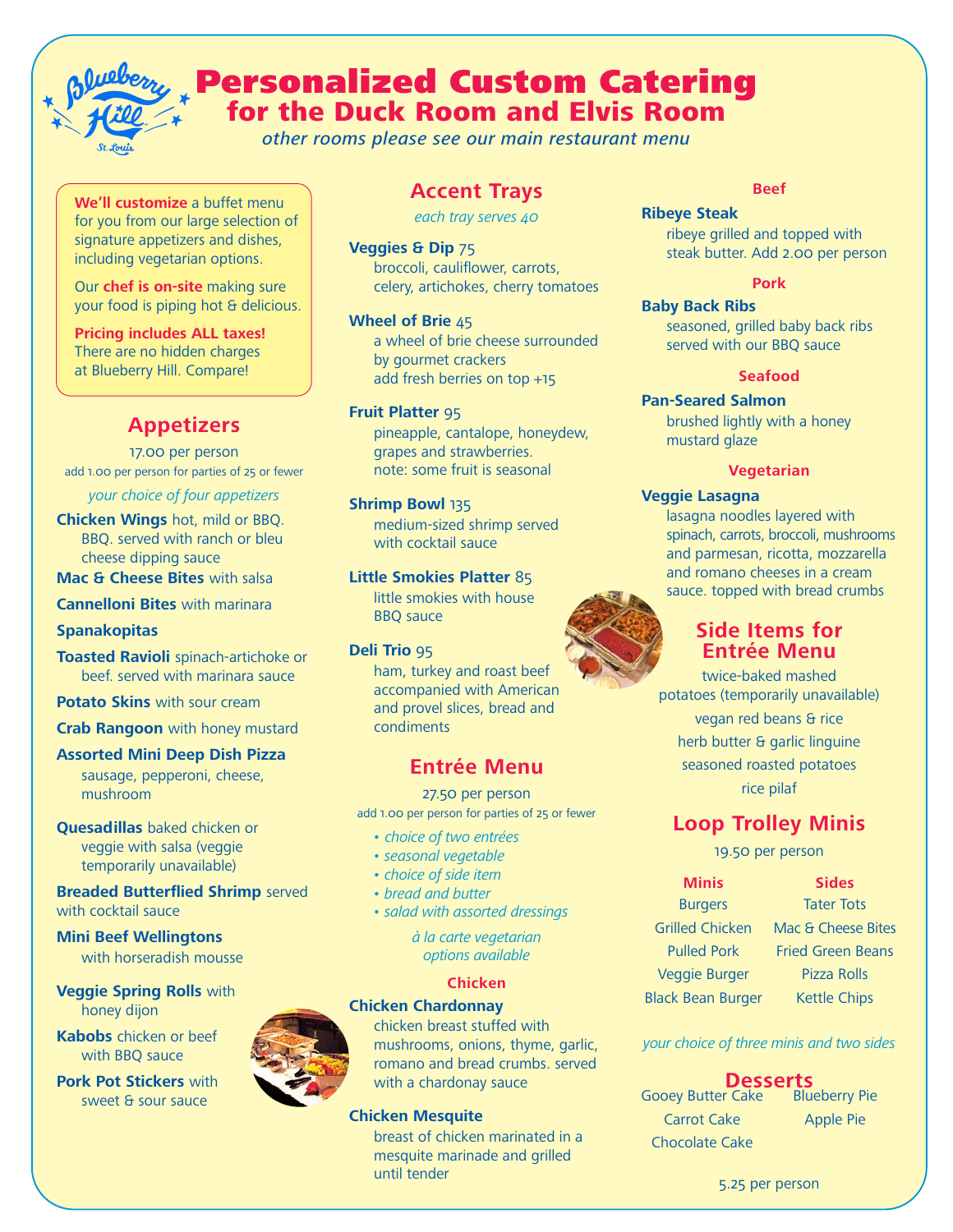# Personalized Custom Catering

## for the Duck Room and Elvis Room

*other rooms please see our main restaurant menu*

**We'll customize** a buffet menu for you from our large selection of signature appetizers and dishes, including vegetarian options.

Our **chef is on-site** making sure your food is piping hot & delicious.

**Pricing includes ALL taxes!** There are no hidden charges at Blueberry Hill. Compare!

## Appetizers

17.00 per person

add 1.00 per person for parties of 25 or fewer

*your choice of four appetizers*

**Chicken Wings** hot, mild or BBQ. BBQ. served with ranch or bleu cheese dipping sauce

**Mac & Cheese Bites** with salsa

**Cannelloni Bites** with marinara

**Spanakopitas**

**Toasted Ravioli** spinach-artichoke or beef. served with marinara sauce

**Potato Skins** with sour cream

**Crab Rangoon** with honey mustard

**Assorted Mini Deep Dish Pizza** sausage, pepperoni, cheese, mushroom

**Quesadillas** baked chicken or veggie with salsa (veggie temporarily unavailable)

**Breaded Butterflied Shrimp** served with cocktail sauce

**Mini Beef Wellingtons** with horseradish mousse

**Veggie Spring Rolls** with honey dijon

**Kabobs** chicken or beef with BBQ sauce

**Pork Pot Stickers** with sweet & sour sauce

## Accent Trays

*each tray serves 40*

**Veggies & Dip** 75
broccoli, cauliflower, carrots, celery, artichokes, cherry tomatoes

**Wheel of Brie** 45
a wheel of brie cheese surrounded by gourmet crackers
add fresh berries on top +15

**Fruit Platter** 95
pineapple, cantalope, honeydew, grapes and strawberries.
note: some fruit is seasonal

**Shrimp Bowl** 135
medium-sized shrimp served with cocktail sauce

**Little Smokies Platter** 85
little smokies with house BBQ sauce

**Deli Trio** 95
ham, turkey and roast beef accompanied with American and provel slices, bread and condiments

## Entrée Menu

27.50 per person

add 1.00 per person for parties of 25 or fewer

- *choice of two entrées*
- *seasonal vegetable*
- *choice of side item*
- *bread and butter*
- *salad with assorted dressings*

*à la carte vegetarian options available*

### Chicken

**Chicken Chardonnay**
chicken breast stuffed with mushrooms, onions, thyme, garlic, romano and bread crumbs. served with a chardonay sauce

**Chicken Mesquite**
breast of chicken marinated in a mesquite marinade and grilled until tender

### Beef

**Ribeye Steak**
ribeye grilled and topped with steak butter. Add 2.00 per person

### Pork

**Baby Back Ribs**
seasoned, grilled baby back ribs served with our BBQ sauce

### Seafood

**Pan-Seared Salmon**
brushed lightly with a honey mustard glaze

### Vegetarian

**Veggie Lasagna**
lasagna noodles layered with spinach, carrots, broccoli, mushrooms and parmesan, ricotta, mozzarella and romano cheeses in a cream sauce. topped with bread crumbs

## Side Items for Entrée Menu

twice-baked mashed potatoes (temporarily unavailable)

vegan red beans & rice

herb butter & garlic linguine

seasoned roasted potatoes

rice pilaf

## Loop Trolley Minis

19.50 per person

| Minis | Sides |
|---|---|
| Burgers | Tater Tots |
| Grilled Chicken | Mac & Cheese Bites |
| Pulled Pork | Fried Green Beans |
| Veggie Burger | Pizza Rolls |
| Black Bean Burger | Kettle Chips |

*your choice of three minis and two sides*

## Desserts

Gooey Butter Cake

Carrot Cake

Chocolate Cake

Blueberry Pie

Apple Pie

5.25 per person